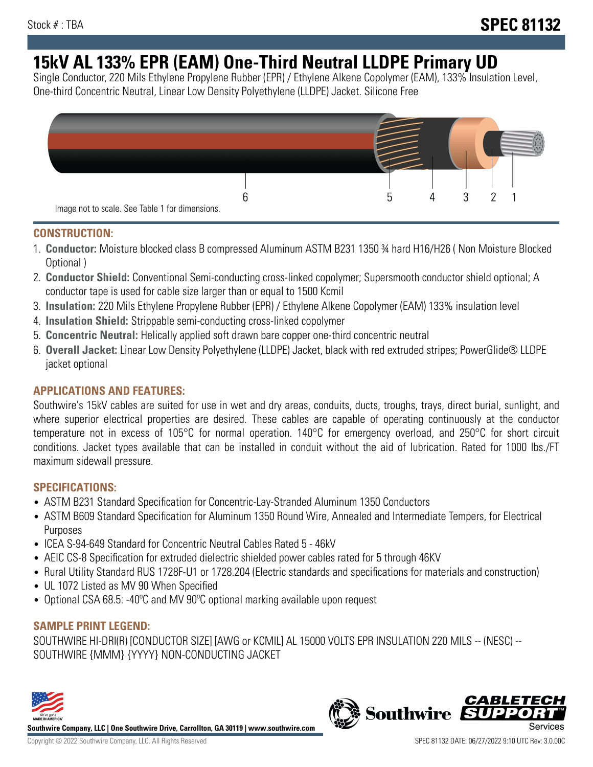Stock # : TBA

# SPEC 81132

# 15kV AL 133% EPR (EAM) One-Third Neutral LLDPE Primary UD

Single Conductor, 220 Mils Ethylene Propylene Rubber (EPR) / Ethylene Alkene Copolymer (EAM), 133% Insulation Level, One-third Concentric Neutral, Linear Low Density Polyethylene (LLDPE) Jacket. Silicone Free

6 5 4 3 2 1

Image not to scale. See Table 1 for dimensions.

## CONSTRUCTION:

1. **Conductor:** Moisture blocked class B compressed Aluminum ASTM B231 1350 ¾ hard H16/H26 ( Non Moisture Blocked Optional )
2. **Conductor Shield:** Conventional Semi-conducting cross-linked copolymer; Supersmooth conductor shield optional; A conductor tape is used for cable size larger than or equal to 1500 Kcmil
3. **Insulation:** 220 Mils Ethylene Propylene Rubber (EPR) / Ethylene Alkene Copolymer (EAM) 133% insulation level
4. **Insulation Shield:** Strippable semi-conducting cross-linked copolymer
5. **Concentric Neutral:** Helically applied soft drawn bare copper one-third concentric neutral
6. **Overall Jacket:** Linear Low Density Polyethylene (LLDPE) Jacket, black with red extruded stripes; PowerGlide® LLDPE jacket optional

## APPLICATIONS AND FEATURES:

Southwire's 15kV cables are suited for use in wet and dry areas, conduits, ducts, troughs, trays, direct burial, sunlight, and where superior electrical properties are desired. These cables are capable of operating continuously at the conductor temperature not in excess of 105°C for normal operation. 140°C for emergency overload, and 250°C for short circuit conditions. Jacket types available that can be installed in conduit without the aid of lubrication. Rated for 1000 lbs./FT maximum sidewall pressure.

## SPECIFICATIONS:

- ASTM B231 Standard Specification for Concentric-Lay-Stranded Aluminum 1350 Conductors
- ASTM B609 Standard Specification for Aluminum 1350 Round Wire, Annealed and Intermediate Tempers, for Electrical Purposes
- ICEA S-94-649 Standard for Concentric Neutral Cables Rated 5 - 46kV
- AEIC CS-8 Specification for extruded dielectric shielded power cables rated for 5 through 46KV
- Rural Utility Standard RUS 1728F-U1 or 1728.204 (Electric standards and specifications for materials and construction)
- UL 1072 Listed as MV 90 When Specified
- Optional CSA 68.5: -40ºC and MV 90ºC optional marking available upon request

## SAMPLE PRINT LEGEND:

SOUTHWIRE HI-DRI(R) [CONDUCTOR SIZE] [AWG or KCMIL] AL 15000 VOLTS EPR INSULATION 220 MILS -- (NESC) -- SOUTHWIRE {MMM} {YYYY} NON-CONDUCTING JACKET

Southwire Company, LLC | One Southwire Drive, Carrollton, GA 30119 | www.southwire.com

Copyright © 2022 Southwire Company, LLC. All Rights Reserved

SPEC 81132 DATE: 06/27/2022 9:10 UTC Rev: 3.0.00C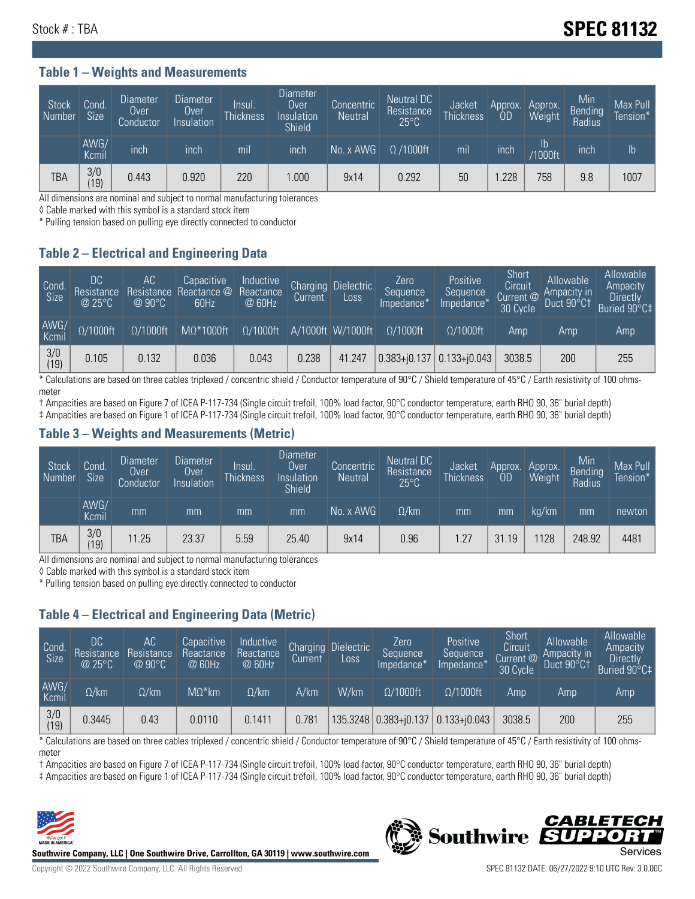Stock # : TBA

# SPEC 81132

### Table 1 – Weights and Measurements

| Stock Number | Cond. Size | Diameter Over Conductor | Diameter Over Insulation | Insul. Thickness | Diameter Over Insulation Shield | Concentric Neutral | Neutral DC Resistance 25°C | Jacket Thickness | Approx. OD | Approx. Weight | Min Bending Radius | Max Pull Tension* |
|---|---|---|---|---|---|---|---|---|---|---|---|---|
| | AWG/ Kcmil | inch | inch | mil | inch | No. x AWG | Ω /1000ft | mil | inch | lb /1000ft | inch | lb |
| TBA | 3/0 (19) | 0.443 | 0.920 | 220 | 1.000 | 9x14 | 0.292 | 50 | 1.228 | 758 | 9.8 | 1007 |

All dimensions are nominal and subject to normal manufacturing tolerances

◊ Cable marked with this symbol is a standard stock item

* Pulling tension based on pulling eye directly connected to conductor

### Table 2 – Electrical and Engineering Data

| Cond. Size | DC Resistance @ 25°C | AC Resistance @ 90°C | Capacitive Reactance @ 60Hz | Inductive Reactance @ 60Hz | Charging Current | Dielectric Loss | Zero Sequence Impedance* | Positive Sequence Impedance* | Short Circuit Current @ 30 Cycle | Allowable Ampacity in Duct 90°C† | Allowable Ampacity Directly Buried 90°C‡ |
|---|---|---|---|---|---|---|---|---|---|---|---|
| AWG/ Kcmil | Ω/1000ft | Ω/1000ft | MΩ*1000ft | Ω/1000ft | A/1000ft | W/1000ft | Ω/1000ft | Ω/1000ft | Amp | Amp | Amp |
| 3/0 (19) | 0.105 | 0.132 | 0.036 | 0.043 | 0.238 | 41.247 | 0.383+j0.137 | 0.133+j0.043 | 3038.5 | 200 | 255 |

* Calculations are based on three cables triplexed / concentric shield / Conductor temperature of 90°C / Shield temperature of 45°C / Earth resistivity of 100 ohms-meter

† Ampacities are based on Figure 7 of ICEA P-117-734 (Single circuit trefoil, 100% load factor, 90°C conductor temperature, earth RHO 90, 36" burial depth)

‡ Ampacities are based on Figure 1 of ICEA P-117-734 (Single circuit trefoil, 100% load factor, 90°C conductor temperature, earth RHO 90, 36" burial depth)

### Table 3 – Weights and Measurements (Metric)

| Stock Number | Cond. Size | Diameter Over Conductor | Diameter Over Insulation | Insul. Thickness | Diameter Over Insulation Shield | Concentric Neutral | Neutral DC Resistance 25°C | Jacket Thickness | Approx. OD | Approx. Weight | Min Bending Radius | Max Pull Tension* |
|---|---|---|---|---|---|---|---|---|---|---|---|---|
| | AWG/ Kcmil | mm | mm | mm | mm | No. x AWG | Ω/km | mm | mm | kg/km | mm | newton |
| TBA | 3/0 (19) | 11.25 | 23.37 | 5.59 | 25.40 | 9x14 | 0.96 | 1.27 | 31.19 | 1128 | 248.92 | 4481 |

All dimensions are nominal and subject to normal manufacturing tolerances

◊ Cable marked with this symbol is a standard stock item

* Pulling tension based on pulling eye directly connected to conductor

### Table 4 – Electrical and Engineering Data (Metric)

| Cond. Size | DC Resistance @ 25°C | AC Resistance @ 90°C | Capacitive Reactance @ 60Hz | Inductive Reactance @ 60Hz | Charging Current | Dielectric Loss | Zero Sequence Impedance* | Positive Sequence Impedance* | Short Circuit Current @ 30 Cycle | Allowable Ampacity in Duct 90°C† | Allowable Ampacity Directly Buried 90°C‡ |
|---|---|---|---|---|---|---|---|---|---|---|---|
| AWG/ Kcmil | Ω/km | Ω/km | MΩ*km | Ω/km | A/km | W/km | Ω/1000ft | Ω/1000ft | Amp | Amp | Amp |
| 3/0 (19) | 0.3445 | 0.43 | 0.0110 | 0.1411 | 0.781 | 135.3248 | 0.383+j0.137 | 0.133+j0.043 | 3038.5 | 200 | 255 |

* Calculations are based on three cables triplexed / concentric shield / Conductor temperature of 90°C / Shield temperature of 45°C / Earth resistivity of 100 ohms-meter

† Ampacities are based on Figure 7 of ICEA P-117-734 (Single circuit trefoil, 100% load factor, 90°C conductor temperature, earth RHO 90, 36" burial depth)

‡ Ampacities are based on Figure 1 of ICEA P-117-734 (Single circuit trefoil, 100% load factor, 90°C conductor temperature, earth RHO 90, 36" burial depth)

Southwire Company, LLC | One Southwire Drive, Carrollton, GA 30119 | www.southwire.com

Copyright © 2022 Southwire Company, LLC. All Rights Reserved

SPEC 81132 DATE: 06/27/2022 9:10 UTC Rev: 3.0.00C